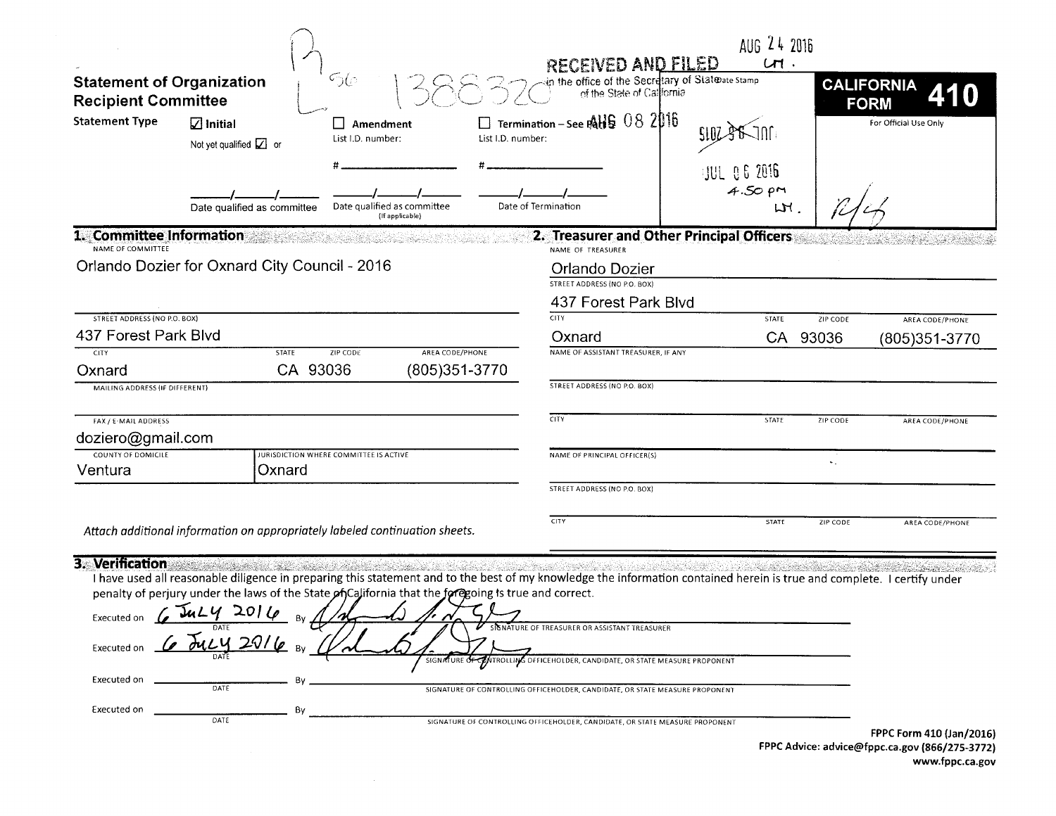# Statement of Organization Recipient Committee

**CALIFORNIA FORM 410**

For Official Use Only

RECEIVED AND FILED in the office of the Secretary of State of California

AUG 08 2016

AUG 24 2016

JUL 06 2016 4:50 PM

Date Stamp

1388320

**Statement Type**

☑ Initial — Not yet qualified ☑ or ___/___/___ Date qualified as committee

☐ Amendment — List I.D. number: # ___ ___/___/___ Date qualified as committee (If applicable)

☐ Termination – See Part 5 — List I.D. number: # ___ ___/___/___ Date of Termination

## 1. Committee Information

NAME OF COMMITTEE
Orlando Dozier for Oxnard City Council - 2016

STREET ADDRESS (NO P.O. BOX)
437 Forest Park Blvd

| CITY | STATE | ZIP CODE | AREA CODE/PHONE |
| --- | --- | --- | --- |
| Oxnard | CA | 93036 | (805)351-3770 |

MAILING ADDRESS (IF DIFFERENT)

FAX / E-MAIL ADDRESS
doziero@gmail.com

| COUNTY OF DOMICILE | JURISDICTION WHERE COMMITTEE IS ACTIVE |
| --- | --- |
| Ventura | Oxnard |

*Attach additional information on appropriately labeled continuation sheets.*

## 2. Treasurer and Other Principal Officers

NAME OF TREASURER
Orlando Dozier

STREET ADDRESS (NO P.O. BOX)
437 Forest Park Blvd

| CITY | STATE | ZIP CODE | AREA CODE/PHONE |
| --- | --- | --- | --- |
| Oxnard | CA | 93036 | (805)351-3770 |

NAME OF ASSISTANT TREASURER, IF ANY

STREET ADDRESS (NO P.O. BOX)

| CITY | STATE | ZIP CODE | AREA CODE/PHONE |
| --- | --- | --- | --- |
| | | | |

NAME OF PRINCIPAL OFFICER(S)

STREET ADDRESS (NO P.O. BOX)

| CITY | STATE | ZIP CODE | AREA CODE/PHONE |
| --- | --- | --- | --- |
| | | | |

## 3. Verification

I have used all reasonable diligence in preparing this statement and to the best of my knowledge the information contained herein is true and complete. I certify under penalty of perjury under the laws of the State of California that the foregoing is true and correct.

Executed on 6 JULY 2016 By [signature] — SIGNATURE OF TREASURER OR ASSISTANT TREASURER

Executed on 6 JULY 2016 By [signature] — SIGNATURE OF CONTROLLING OFFICEHOLDER, CANDIDATE, OR STATE MEASURE PROPONENT

Executed on ___ By ___ — SIGNATURE OF CONTROLLING OFFICEHOLDER, CANDIDATE, OR STATE MEASURE PROPONENT

Executed on ___ By ___ — SIGNATURE OF CONTROLLING OFFICEHOLDER, CANDIDATE, OR STATE MEASURE PROPONENT

FPPC Form 410 (Jan/2016)
FPPC Advice: advice@fppc.ca.gov (866/275-3772)
www.fppc.ca.gov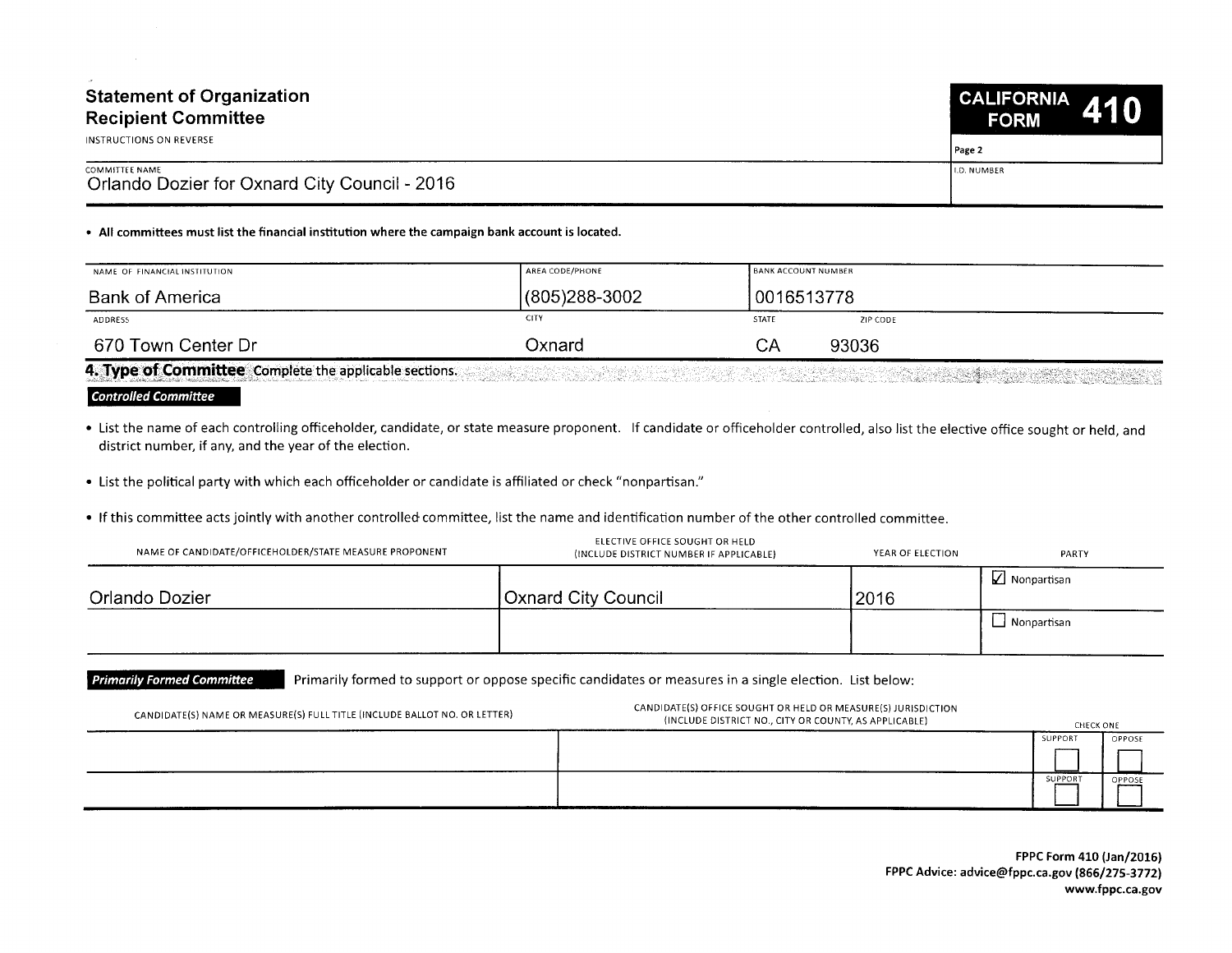# Statement of Organization
## Recipient Committee

INSTRUCTIONS ON REVERSE

**CALIFORNIA FORM 410**

Page 2

| COMMITTEE NAME | I.D. NUMBER |
| --- | --- |
| Orlando Dozier for Oxnard City Council - 2016 | |

- **All committees must list the financial institution where the campaign bank account is located.**

| NAME OF FINANCIAL INSTITUTION | AREA CODE/PHONE | BANK ACCOUNT NUMBER | |
| --- | --- | --- | --- |
| Bank of America | (805)288-3002 | 0016513778 | |
| **ADDRESS** | **CITY** | **STATE** | **ZIP CODE** |
| 670 Town Center Dr | Oxnard | CA | 93036 |

## 4. Type of Committee Complete the applicable sections.

### *Controlled Committee*

- List the name of each controlling officeholder, candidate, or state measure proponent. If candidate or officeholder controlled, also list the elective office sought or held, and district number, if any, and the year of the election.
- List the political party with which each officeholder or candidate is affiliated or check "nonpartisan."
- If this committee acts jointly with another controlled committee, list the name and identification number of the other controlled committee.

| NAME OF CANDIDATE/OFFICEHOLDER/STATE MEASURE PROPONENT | ELECTIVE OFFICE SOUGHT OR HELD (INCLUDE DISTRICT NUMBER IF APPLICABLE) | YEAR OF ELECTION | PARTY |
| --- | --- | --- | --- |
| Orlando Dozier | Oxnard City Council | 2016 | ☑ Nonpartisan |
| | | | ☐ Nonpartisan |

### *Primarily Formed Committee*

Primarily formed to support or oppose specific candidates or measures in a single election. List below:

| CANDIDATE(S) NAME OR MEASURE(S) FULL TITLE (INCLUDE BALLOT NO. OR LETTER) | CANDIDATE(S) OFFICE SOUGHT OR HELD OR MEASURE(S) JURISDICTION (INCLUDE DISTRICT NO., CITY OR COUNTY, AS APPLICABLE) | CHECK ONE | |
| --- | --- | --- | --- |
| | | SUPPORT ☐ | OPPOSE ☐ |
| | | SUPPORT ☐ | OPPOSE ☐ |

**FPPC Form 410 (Jan/2016)**
**FPPC Advice: advice@fppc.ca.gov (866/275-3772)**
**www.fppc.ca.gov**